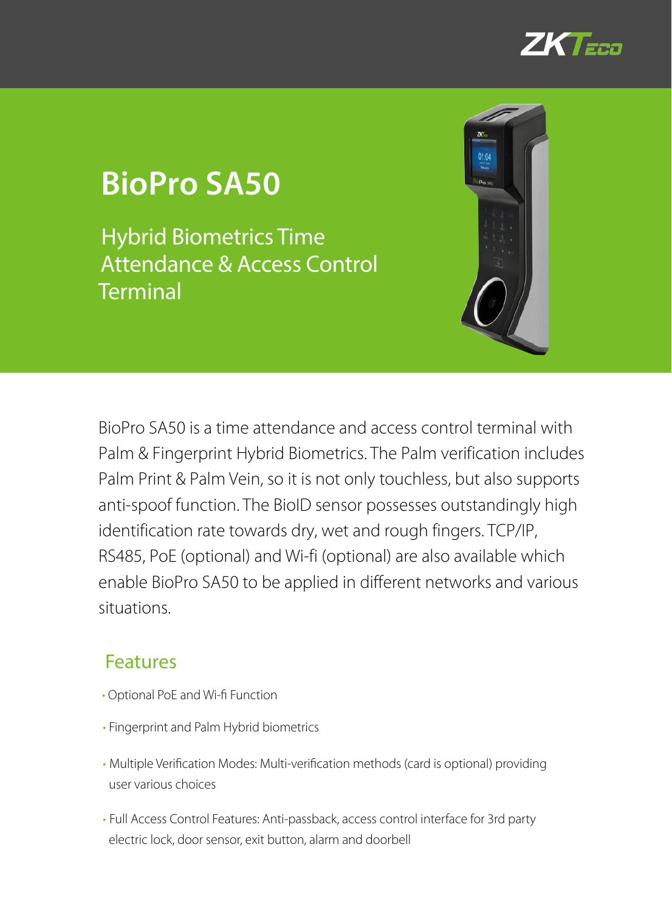# BioPro SA50

## Hybrid Biometrics Time Attendance & Access Control Terminal

BioPro SA50 is a time attendance and access control terminal with Palm & Fingerprint Hybrid Biometrics. The Palm verification includes Palm Print & Palm Vein, so it is not only touchless, but also supports anti-spoof function. The BioID sensor possesses outstandingly high identification rate towards dry, wet and rough fingers. TCP/IP, RS485, PoE (optional) and Wi-fi (optional) are also available which enable BioPro SA50 to be applied in different networks and various situations.

## Features

- Optional PoE and Wi-fi Function
- Fingerprint and Palm Hybrid biometrics
- Multiple Verification Modes: Multi-verification methods (card is optional) providing user various choices
- Full Access Control Features: Anti-passback, access control interface for 3rd party electric lock, door sensor, exit button, alarm and doorbell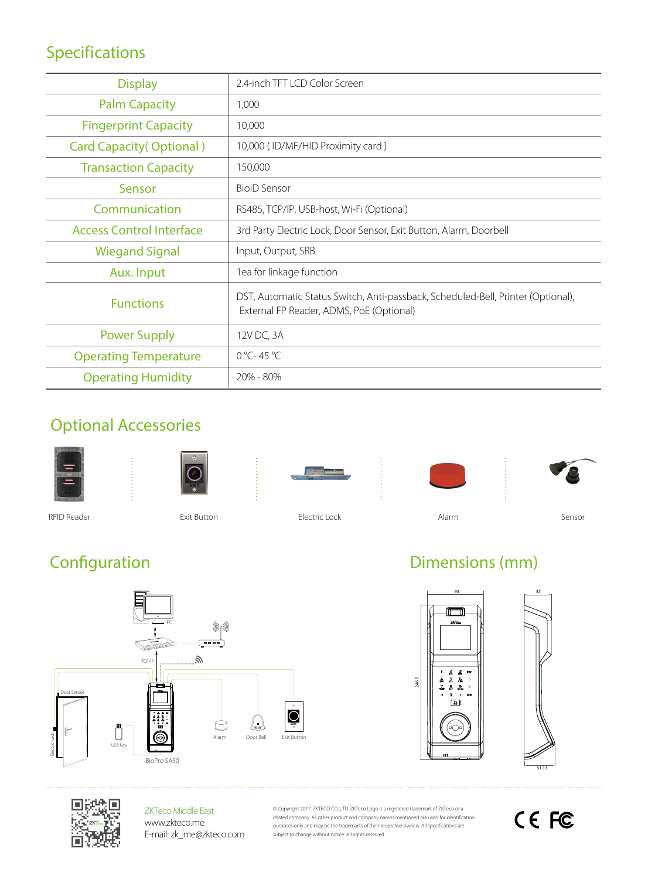## Specifications

| | |
|---|---|
| Display | 2.4-inch TFT LCD Color Screen |
| Palm Capacity | 1,000 |
| Fingerprint Capacity | 10,000 |
| Card Capacity( Optional ) | 10,000 ( ID/MF/HID Proximity card ) |
| Transaction Capacity | 150,000 |
| Sensor | BioID Sensor |
| Communication | RS485, TCP/IP, USB-host, Wi-Fi (Optional) |
| Access Control Interface | 3rd Party Electric Lock, Door Sensor, Exit Button, Alarm, Doorbell |
| Wiegand Signal | Input, Output, SRB |
| Aux. Input | 1ea for linkage function |
| Functions | DST, Automatic Status Switch, Anti-passback, Scheduled-Bell, Printer (Optional), External FP Reader, ADMS, PoE (Optional) |
| Power Supply | 12V DC, 3A |
| Operating Temperature | 0 °C- 45 °C |
| Operating Humidity | 20% - 80% |

## Optional Accessories

RFID Reader

Exit Button

Electric Lock

Alarm

Sensor

## Configuration

PC

TCP/IP

Door Sensor

Electric Lock

USB Key

BioPro SA50

Alarm

Door Bell

Exit Button

## Dimensions (mm)

93

246.5

45

51.13

ZKTeco Middle East
www.zkteco.me
E-mail: zk_me@zkteco.com

© Copyright 2017. ZKTECO CO.,LTD. ZKTeco Logo is a registered trademark of ZKTeco or a related company. All other product and company names mentioned are used for identification purposes only and may be the trademarks of their respective owners. All specifications are subject to change without notice. All rights reserved.